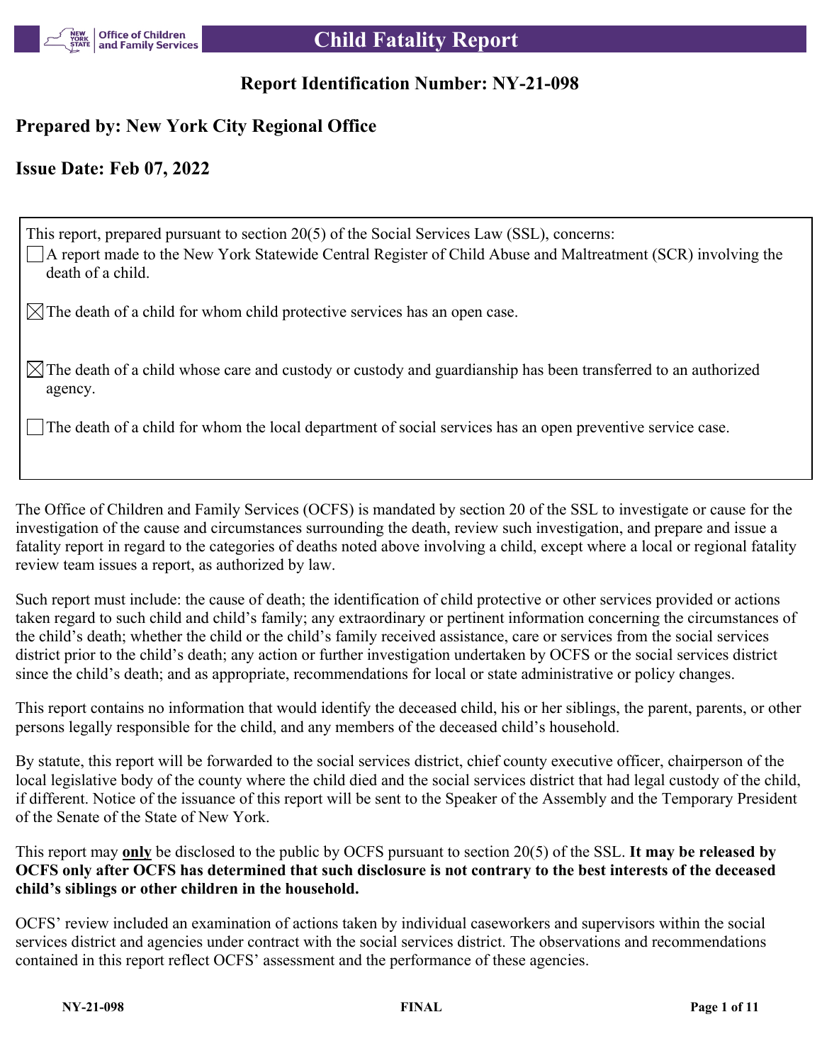# Child Fatality Report

## Report Identification Number: NY-21-098

## Prepared by: New York City Regional Office

## Issue Date: Feb 07, 2022

This report, prepared pursuant to section 20(5) of the Social Services Law (SSL), concerns:

- ☐ A report made to the New York Statewide Central Register of Child Abuse and Maltreatment (SCR) involving the death of a child.
- ☒ The death of a child for whom child protective services has an open case.
- ☒ The death of a child whose care and custody or custody and guardianship has been transferred to an authorized agency.
- ☐ The death of a child for whom the local department of social services has an open preventive service case.

The Office of Children and Family Services (OCFS) is mandated by section 20 of the SSL to investigate or cause for the investigation of the cause and circumstances surrounding the death, review such investigation, and prepare and issue a fatality report in regard to the categories of deaths noted above involving a child, except where a local or regional fatality review team issues a report, as authorized by law.

Such report must include: the cause of death; the identification of child protective or other services provided or actions taken regard to such child and child's family; any extraordinary or pertinent information concerning the circumstances of the child's death; whether the child or the child's family received assistance, care or services from the social services district prior to the child's death; any action or further investigation undertaken by OCFS or the social services district since the child's death; and as appropriate, recommendations for local or state administrative or policy changes.

This report contains no information that would identify the deceased child, his or her siblings, the parent, parents, or other persons legally responsible for the child, and any members of the deceased child's household.

By statute, this report will be forwarded to the social services district, chief county executive officer, chairperson of the local legislative body of the county where the child died and the social services district that had legal custody of the child, if different. Notice of the issuance of this report will be sent to the Speaker of the Assembly and the Temporary President of the Senate of the State of New York.

This report may **only** be disclosed to the public by OCFS pursuant to section 20(5) of the SSL. **It may be released by OCFS only after OCFS has determined that such disclosure is not contrary to the best interests of the deceased child's siblings or other children in the household.**

OCFS' review included an examination of actions taken by individual caseworkers and supervisors within the social services district and agencies under contract with the social services district. The observations and recommendations contained in this report reflect OCFS' assessment and the performance of these agencies.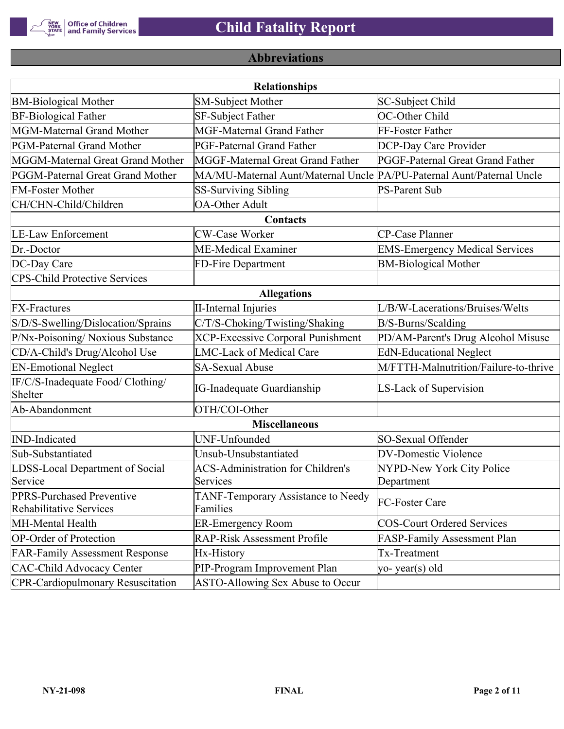## Abbreviations

| Relationships | | |
|---|---|---|
| BM-Biological Mother | SM-Subject Mother | SC-Subject Child |
| BF-Biological Father | SF-Subject Father | OC-Other Child |
| MGM-Maternal Grand Mother | MGF-Maternal Grand Father | FF-Foster Father |
| PGM-Paternal Grand Mother | PGF-Paternal Grand Father | DCP-Day Care Provider |
| MGGM-Maternal Great Grand Mother | MGGF-Maternal Great Grand Father | PGGF-Paternal Great Grand Father |
| PGGM-Paternal Great Grand Mother | MA/MU-Maternal Aunt/Maternal Uncle | PA/PU-Paternal Aunt/Paternal Uncle |
| FM-Foster Mother | SS-Surviving Sibling | PS-Parent Sub |
| CH/CHN-Child/Children | OA-Other Adult | |
| **Contacts** | | |
| LE-Law Enforcement | CW-Case Worker | CP-Case Planner |
| Dr.-Doctor | ME-Medical Examiner | EMS-Emergency Medical Services |
| DC-Day Care | FD-Fire Department | BM-Biological Mother |
| CPS-Child Protective Services | | |
| **Allegations** | | |
| FX-Fractures | II-Internal Injuries | L/B/W-Lacerations/Bruises/Welts |
| S/D/S-Swelling/Dislocation/Sprains | C/T/S-Choking/Twisting/Shaking | B/S-Burns/Scalding |
| P/Nx-Poisoning/ Noxious Substance | XCP-Excessive Corporal Punishment | PD/AM-Parent's Drug Alcohol Misuse |
| CD/A-Child's Drug/Alcohol Use | LMC-Lack of Medical Care | EdN-Educational Neglect |
| EN-Emotional Neglect | SA-Sexual Abuse | M/FTTH-Malnutrition/Failure-to-thrive |
| IF/C/S-Inadequate Food/ Clothing/ Shelter | IG-Inadequate Guardianship | LS-Lack of Supervision |
| Ab-Abandonment | OTH/COI-Other | |
| **Miscellaneous** | | |
| IND-Indicated | UNF-Unfounded | SO-Sexual Offender |
| Sub-Substantiated | Unsub-Unsubstantiated | DV-Domestic Violence |
| LDSS-Local Department of Social Service | ACS-Administration for Children's Services | NYPD-New York City Police Department |
| PPRS-Purchased Preventive Rehabilitative Services | TANF-Temporary Assistance to Needy Families | FC-Foster Care |
| MH-Mental Health | ER-Emergency Room | COS-Court Ordered Services |
| OP-Order of Protection | RAP-Risk Assessment Profile | FASP-Family Assessment Plan |
| FAR-Family Assessment Response | Hx-History | Tx-Treatment |
| CAC-Child Advocacy Center | PIP-Program Improvement Plan | yo- year(s) old |
| CPR-Cardiopulmonary Resuscitation | ASTO-Allowing Sex Abuse to Occur | |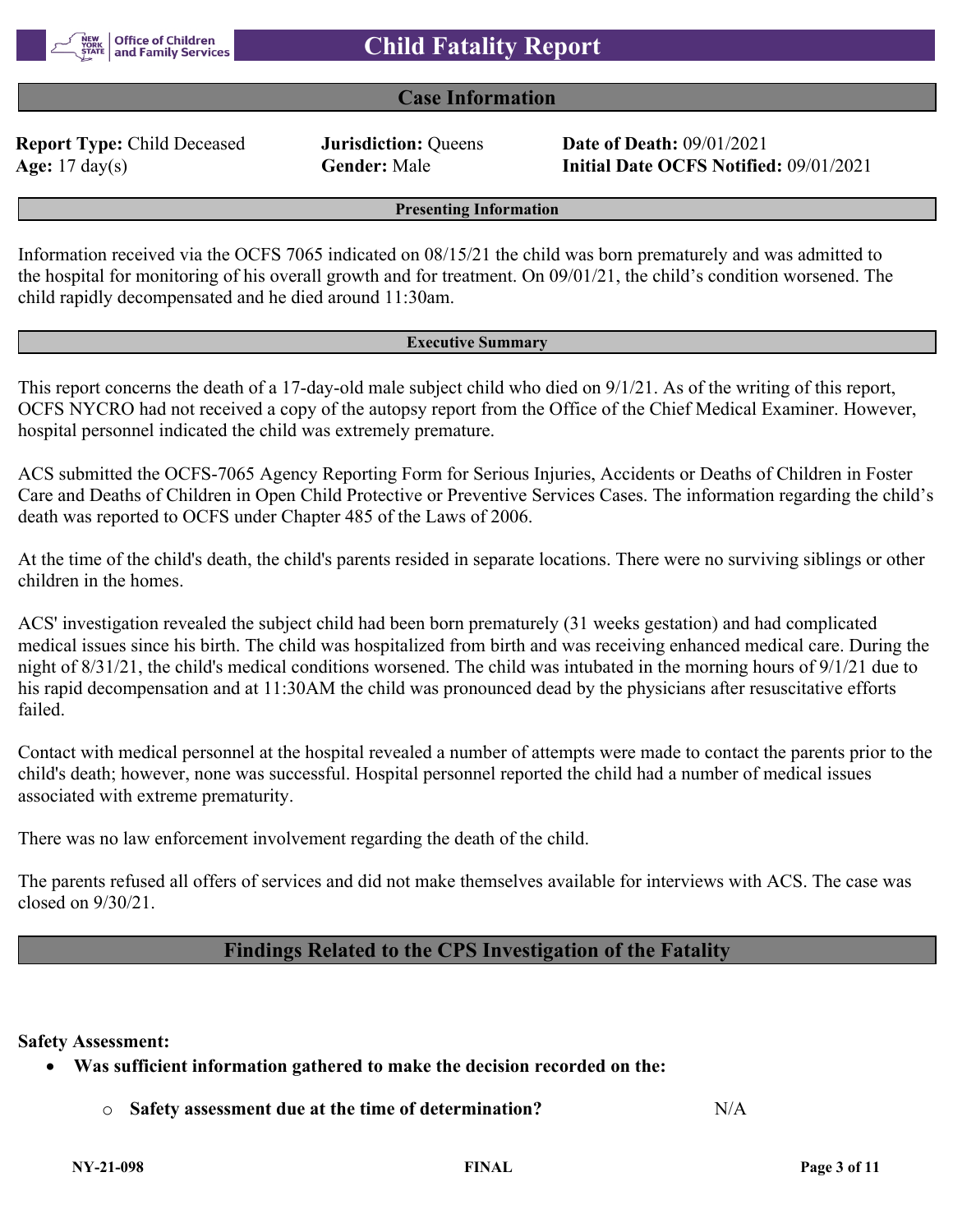# Child Fatality Report

## Case Information

**Report Type:** Child Deceased
**Jurisdiction:** Queens
**Date of Death:** 09/01/2021
**Age:** 17 day(s)
**Gender:** Male
**Initial Date OCFS Notified:** 09/01/2021

### Presenting Information

Information received via the OCFS 7065 indicated on 08/15/21 the child was born prematurely and was admitted to the hospital for monitoring of his overall growth and for treatment. On 09/01/21, the child's condition worsened. The child rapidly decompensated and he died around 11:30am.

### Executive Summary

This report concerns the death of a 17-day-old male subject child who died on 9/1/21. As of the writing of this report, OCFS NYCRO had not received a copy of the autopsy report from the Office of the Chief Medical Examiner. However, hospital personnel indicated the child was extremely premature.

ACS submitted the OCFS-7065 Agency Reporting Form for Serious Injuries, Accidents or Deaths of Children in Foster Care and Deaths of Children in Open Child Protective or Preventive Services Cases. The information regarding the child's death was reported to OCFS under Chapter 485 of the Laws of 2006.

At the time of the child's death, the child's parents resided in separate locations. There were no surviving siblings or other children in the homes.

ACS' investigation revealed the subject child had been born prematurely (31 weeks gestation) and had complicated medical issues since his birth. The child was hospitalized from birth and was receiving enhanced medical care. During the night of 8/31/21, the child's medical conditions worsened. The child was intubated in the morning hours of 9/1/21 due to his rapid decompensation and at 11:30AM the child was pronounced dead by the physicians after resuscitative efforts failed.

Contact with medical personnel at the hospital revealed a number of attempts were made to contact the parents prior to the child's death; however, none was successful. Hospital personnel reported the child had a number of medical issues associated with extreme prematurity.

There was no law enforcement involvement regarding the death of the child.

The parents refused all offers of services and did not make themselves available for interviews with ACS. The case was closed on 9/30/21.

## Findings Related to the CPS Investigation of the Fatality

**Safety Assessment:**

- **Was sufficient information gathered to make the decision recorded on the:**
  - **Safety assessment due at the time of determination?** N/A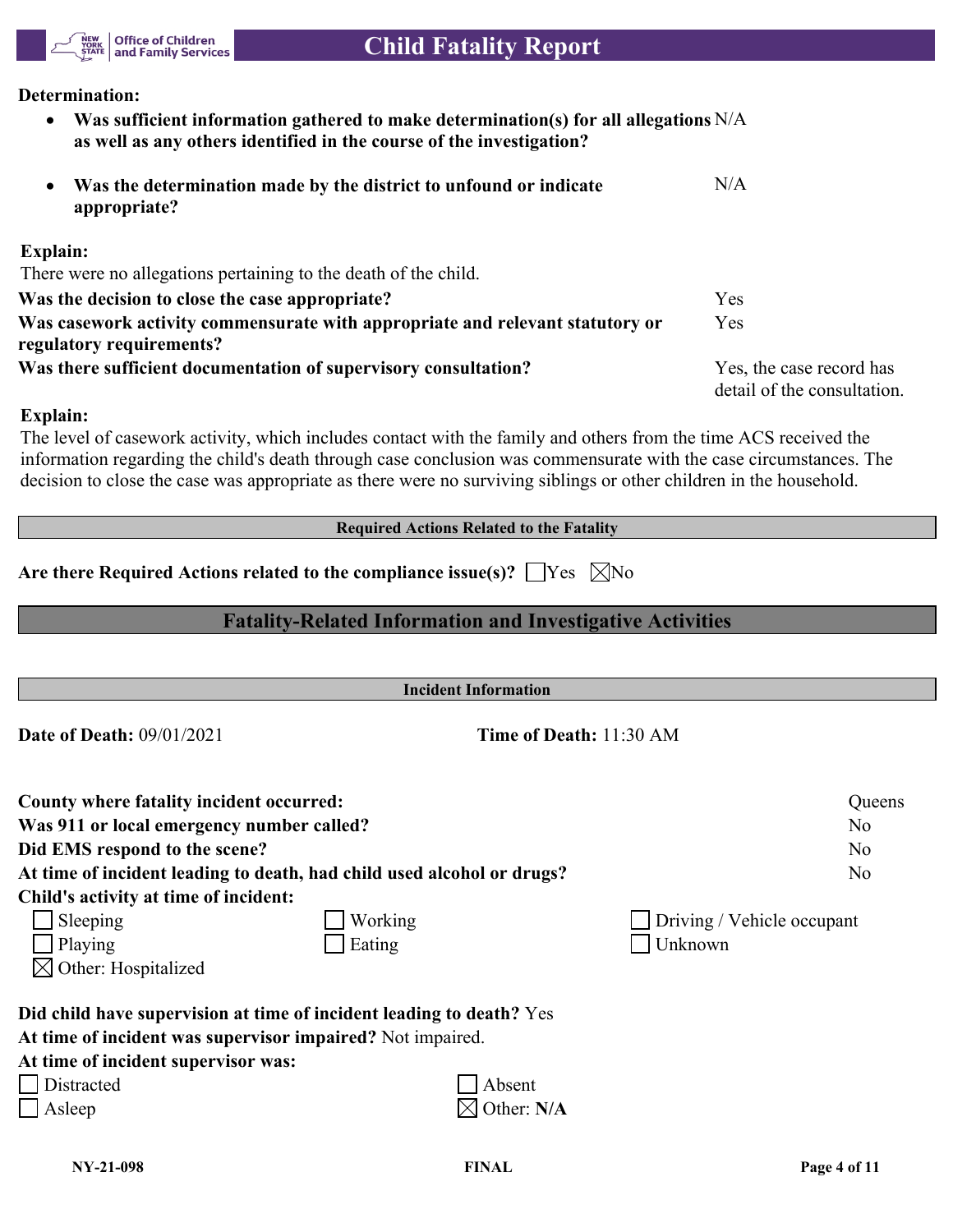**Determination:**

- **Was sufficient information gathered to make determination(s) for all allegations as well as any others identified in the course of the investigation?** N/A
- **Was the determination made by the district to unfound or indicate appropriate?** N/A

**Explain:**
There were no allegations pertaining to the death of the child.

**Was the decision to close the case appropriate?** Yes
**Was casework activity commensurate with appropriate and relevant statutory or regulatory requirements?** Yes
**Was there sufficient documentation of supervisory consultation?** Yes, the case record has detail of the consultation.

**Explain:**
The level of casework activity, which includes contact with the family and others from the time ACS received the information regarding the child's death through case conclusion was commensurate with the case circumstances. The decision to close the case was appropriate as there were no surviving siblings or other children in the household.

### Required Actions Related to the Fatality

**Are there Required Actions related to the compliance issue(s)?** ☐ Yes ☒ No

## Fatality-Related Information and Investigative Activities

### Incident Information

**Date of Death:** 09/01/2021 **Time of Death:** 11:30 AM

**County where fatality incident occurred:** Queens
**Was 911 or local emergency number called?** No
**Did EMS respond to the scene?** No
**At time of incident leading to death, had child used alcohol or drugs?** No
**Child's activity at time of incident:**

☐ Sleeping ☐ Working ☐ Driving / Vehicle occupant
☐ Playing ☐ Eating ☐ Unknown
☒ Other: Hospitalized

**Did child have supervision at time of incident leading to death?** Yes
**At time of incident was supervisor impaired?** Not impaired.
**At time of incident supervisor was:**

☐ Distracted ☐ Absent
☐ Asleep ☒ Other: **N/A**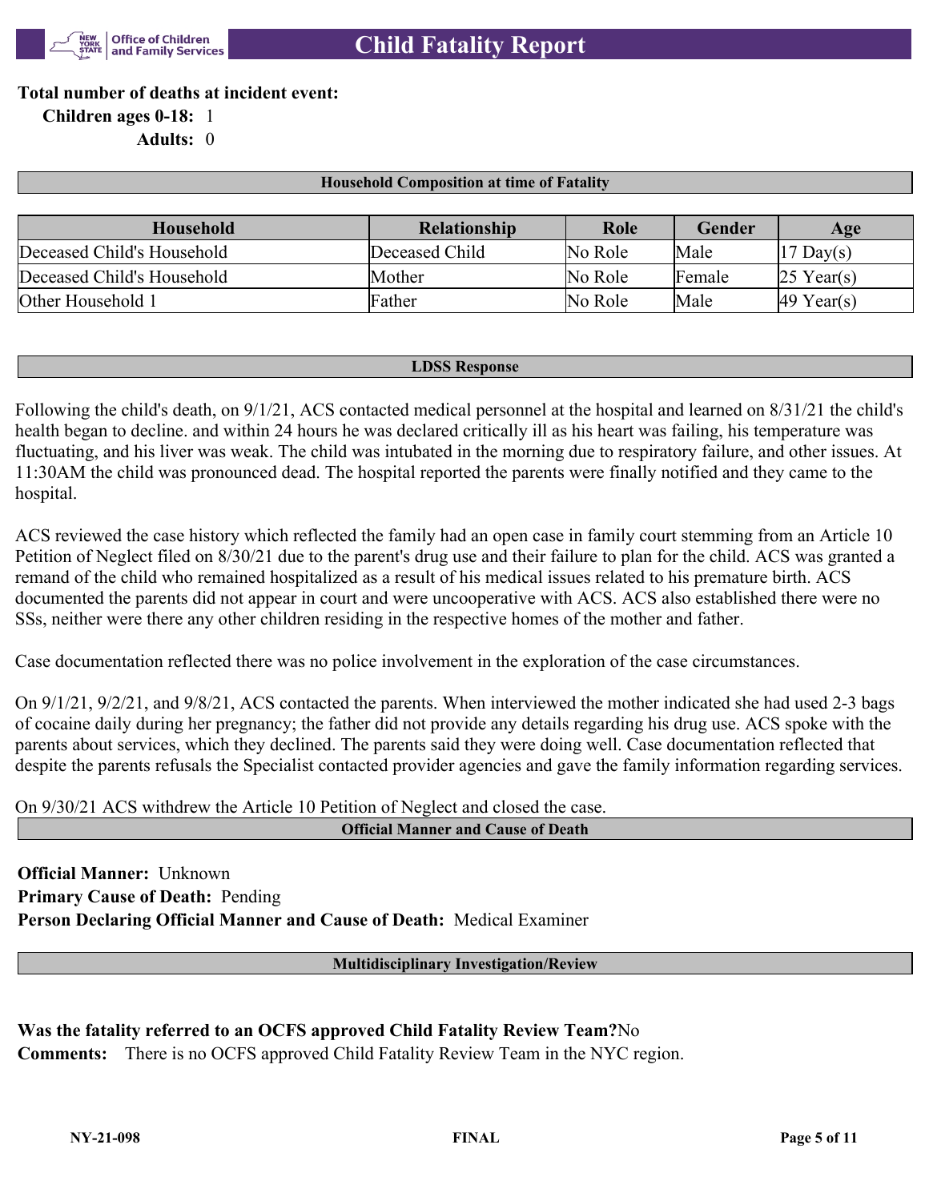**Total number of deaths at incident event:**

**Children ages 0-18:** 1

**Adults:** 0

## Household Composition at time of Fatality

| Household | Relationship | Role | Gender | Age |
|---|---|---|---|---|
| Deceased Child's Household | Deceased Child | No Role | Male | 17 Day(s) |
| Deceased Child's Household | Mother | No Role | Female | 25 Year(s) |
| Other Household 1 | Father | No Role | Male | 49 Year(s) |

## LDSS Response

Following the child's death, on 9/1/21, ACS contacted medical personnel at the hospital and learned on 8/31/21 the child's health began to decline. and within 24 hours he was declared critically ill as his heart was failing, his temperature was fluctuating, and his liver was weak. The child was intubated in the morning due to respiratory failure, and other issues. At 11:30AM the child was pronounced dead. The hospital reported the parents were finally notified and they came to the hospital.

ACS reviewed the case history which reflected the family had an open case in family court stemming from an Article 10 Petition of Neglect filed on 8/30/21 due to the parent's drug use and their failure to plan for the child. ACS was granted a remand of the child who remained hospitalized as a result of his medical issues related to his premature birth. ACS documented the parents did not appear in court and were uncooperative with ACS. ACS also established there were no SSs, neither were there any other children residing in the respective homes of the mother and father.

Case documentation reflected there was no police involvement in the exploration of the case circumstances.

On 9/1/21, 9/2/21, and 9/8/21, ACS contacted the parents. When interviewed the mother indicated she had used 2-3 bags of cocaine daily during her pregnancy; the father did not provide any details regarding his drug use. ACS spoke with the parents about services, which they declined. The parents said they were doing well. Case documentation reflected that despite the parents refusals the Specialist contacted provider agencies and gave the family information regarding services.

On 9/30/21 ACS withdrew the Article 10 Petition of Neglect and closed the case.

## Official Manner and Cause of Death

**Official Manner:** Unknown

**Primary Cause of Death:** Pending

**Person Declaring Official Manner and Cause of Death:** Medical Examiner

## Multidisciplinary Investigation/Review

**Was the fatality referred to an OCFS approved Child Fatality Review Team?** No

**Comments:** There is no OCFS approved Child Fatality Review Team in the NYC region.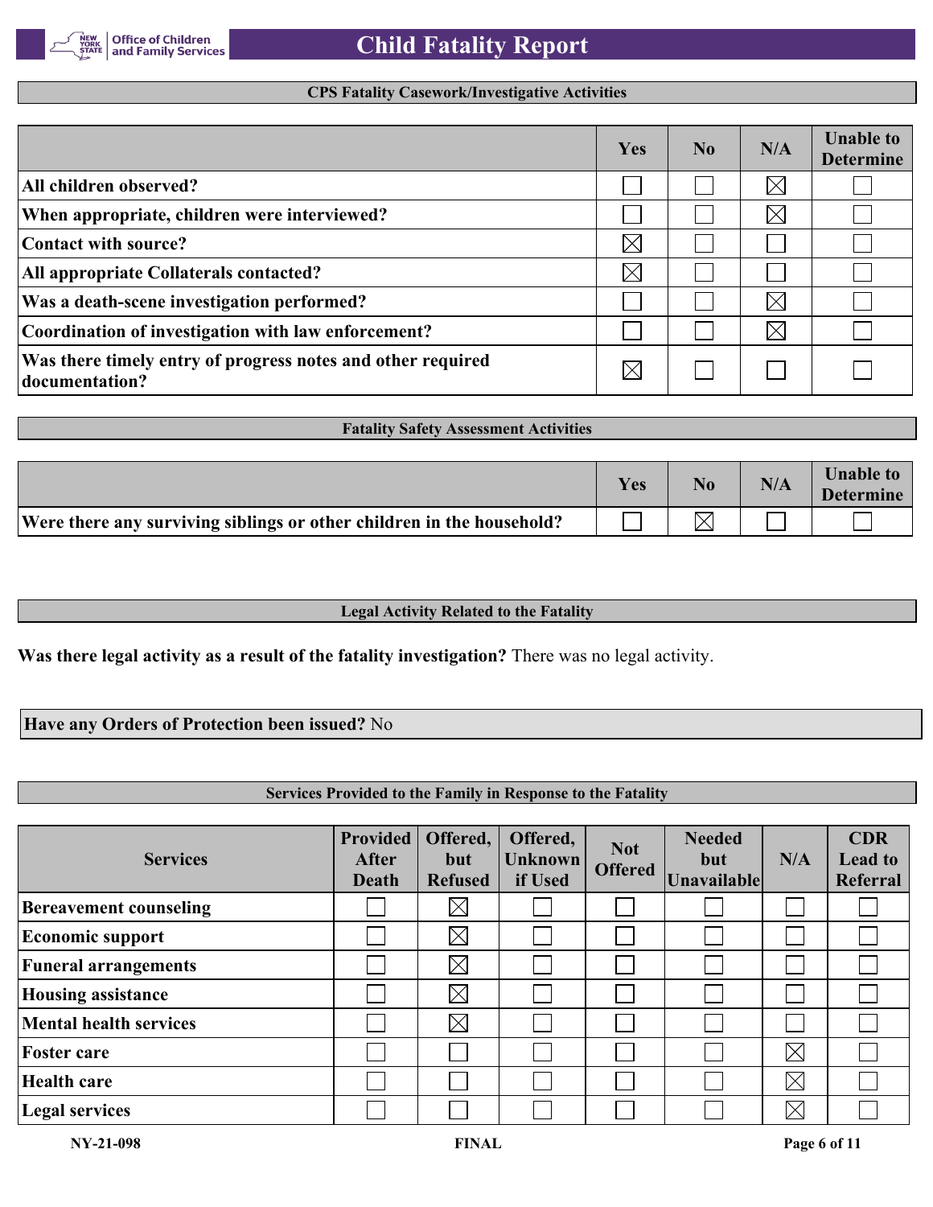### CPS Fatality Casework/Investigative Activities

| | Yes | No | N/A | Unable to Determine |
|---|---|---|---|---|
| **All children observed?** | ☐ | ☐ | ☒ | ☐ |
| **When appropriate, children were interviewed?** | ☐ | ☐ | ☒ | ☐ |
| **Contact with source?** | ☒ | ☐ | ☐ | ☐ |
| **All appropriate Collaterals contacted?** | ☒ | ☐ | ☐ | ☐ |
| **Was a death-scene investigation performed?** | ☐ | ☐ | ☒ | ☐ |
| **Coordination of investigation with law enforcement?** | ☐ | ☐ | ☒ | ☐ |
| **Was there timely entry of progress notes and other required documentation?** | ☒ | ☐ | ☐ | ☐ |

### Fatality Safety Assessment Activities

| | Yes | No | N/A | Unable to Determine |
|---|---|---|---|---|
| **Were there any surviving siblings or other children in the household?** | ☐ | ☒ | ☐ | ☐ |

### Legal Activity Related to the Fatality

**Was there legal activity as a result of the fatality investigation?** There was no legal activity.

**Have any Orders of Protection been issued?** No

### Services Provided to the Family in Response to the Fatality

| Services | Provided After Death | Offered, but Refused | Offered, Unknown if Used | Not Offered | Needed but Unavailable | N/A | CDR Lead to Referral |
|---|---|---|---|---|---|---|---|
| **Bereavement counseling** | ☐ | ☒ | ☐ | ☐ | ☐ | ☐ | ☐ |
| **Economic support** | ☐ | ☒ | ☐ | ☐ | ☐ | ☐ | ☐ |
| **Funeral arrangements** | ☐ | ☒ | ☐ | ☐ | ☐ | ☐ | ☐ |
| **Housing assistance** | ☐ | ☒ | ☐ | ☐ | ☐ | ☐ | ☐ |
| **Mental health services** | ☐ | ☒ | ☐ | ☐ | ☐ | ☐ | ☐ |
| **Foster care** | ☐ | ☐ | ☐ | ☐ | ☐ | ☒ | ☐ |
| **Health care** | ☐ | ☐ | ☐ | ☐ | ☐ | ☒ | ☐ |
| **Legal services** | ☐ | ☐ | ☐ | ☐ | ☐ | ☒ | ☐ |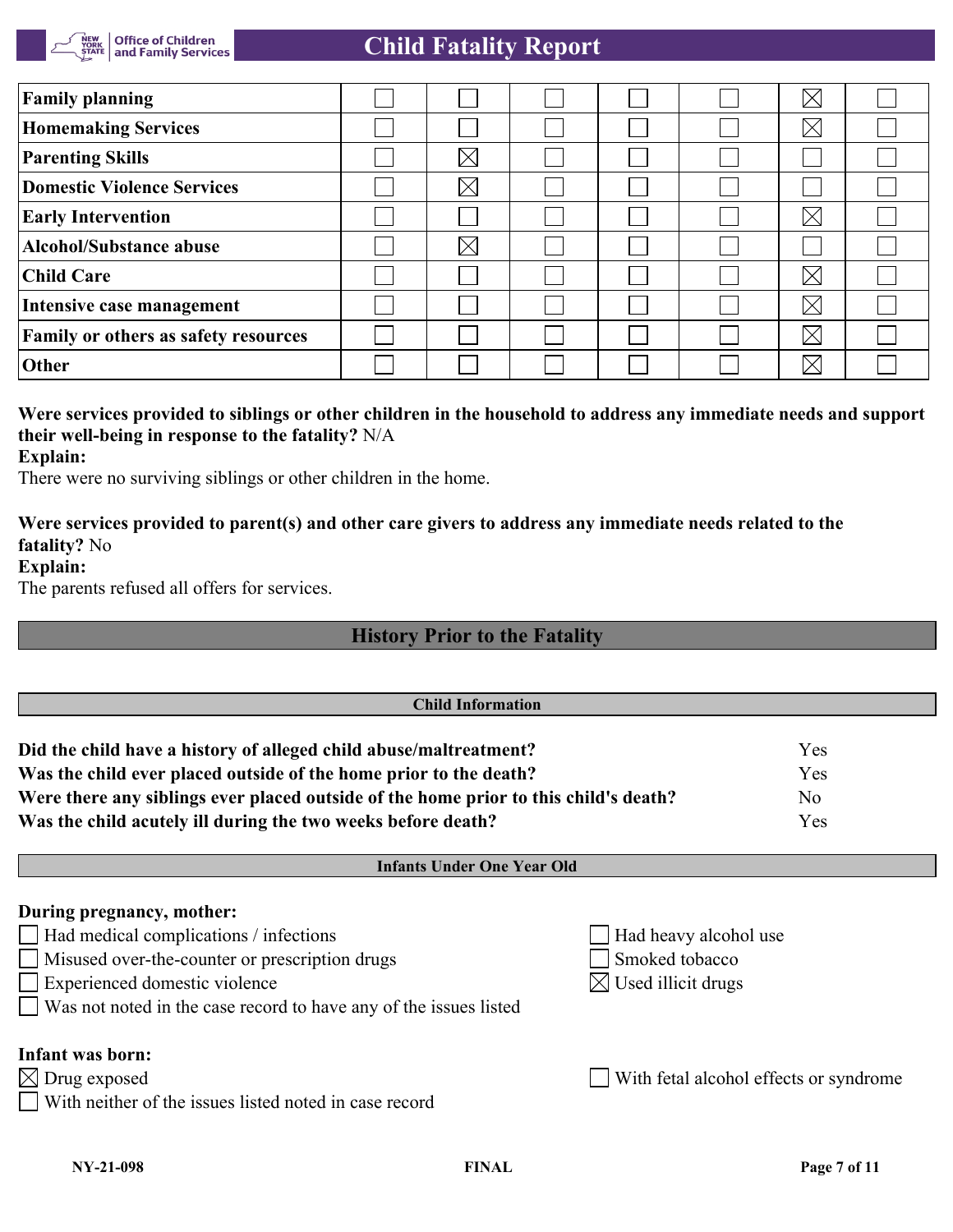| | | | | | | | |
|---|---|---|---|---|---|---|---|
| **Family planning** | ☐ | ☐ | ☐ | ☐ | ☐ | ☒ | ☐ |
| **Homemaking Services** | ☐ | ☐ | ☐ | ☐ | ☐ | ☒ | ☐ |
| **Parenting Skills** | ☐ | ☒ | ☐ | ☐ | ☐ | ☐ | ☐ |
| **Domestic Violence Services** | ☐ | ☒ | ☐ | ☐ | ☐ | ☐ | ☐ |
| **Early Intervention** | ☐ | ☐ | ☐ | ☐ | ☐ | ☒ | ☐ |
| **Alcohol/Substance abuse** | ☐ | ☒ | ☐ | ☐ | ☐ | ☐ | ☐ |
| **Child Care** | ☐ | ☐ | ☐ | ☐ | ☐ | ☒ | ☐ |
| **Intensive case management** | ☐ | ☐ | ☐ | ☐ | ☐ | ☒ | ☐ |
| **Family or others as safety resources** | ☐ | ☐ | ☐ | ☐ | ☐ | ☒ | ☐ |
| **Other** | ☐ | ☐ | ☐ | ☐ | ☐ | ☒ | ☐ |

**Were services provided to siblings or other children in the household to address any immediate needs and support their well-being in response to the fatality?** N/A

**Explain:**

There were no surviving siblings or other children in the home.

**Were services provided to parent(s) and other care givers to address any immediate needs related to the fatality?** No

**Explain:**

The parents refused all offers for services.

## History Prior to the Fatality

### Child Information

| | |
|---|---|
| **Did the child have a history of alleged child abuse/maltreatment?** | Yes |
| **Was the child ever placed outside of the home prior to the death?** | Yes |
| **Were there any siblings ever placed outside of the home prior to this child's death?** | No |
| **Was the child acutely ill during the two weeks before death?** | Yes |

### Infants Under One Year Old

**During pregnancy, mother:**

- ☐ Had medical complications / infections
- ☐ Misused over-the-counter or prescription drugs
- ☐ Experienced domestic violence
- ☐ Was not noted in the case record to have any of the issues listed
- ☐ Had heavy alcohol use
- ☐ Smoked tobacco
- ☒ Used illicit drugs

**Infant was born:**

- ☒ Drug exposed
- ☐ With neither of the issues listed noted in case record
- ☐ With fetal alcohol effects or syndrome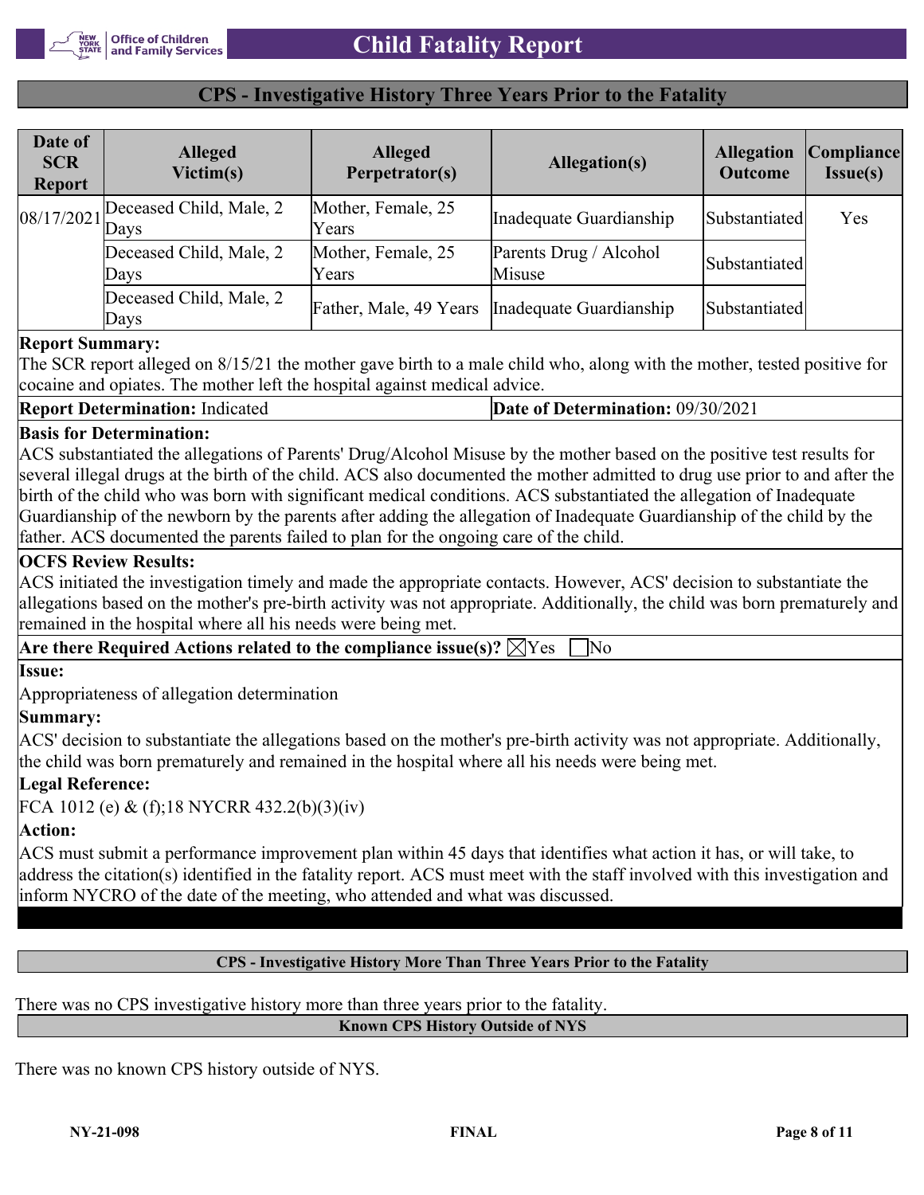## CPS - Investigative History Three Years Prior to the Fatality

| Date of SCR Report | Alleged Victim(s) | Alleged Perpetrator(s) | Allegation(s) | Allegation Outcome | Compliance Issue(s) |
|---|---|---|---|---|---|
| 08/17/2021 | Deceased Child, Male, 2 Days | Mother, Female, 25 Years | Inadequate Guardianship | Substantiated | Yes |
| | Deceased Child, Male, 2 Days | Mother, Female, 25 Years | Parents Drug / Alcohol Misuse | Substantiated | |
| | Deceased Child, Male, 2 Days | Father, Male, 49 Years | Inadequate Guardianship | Substantiated | |

**Report Summary:**
The SCR report alleged on 8/15/21 the mother gave birth to a male child who, along with the mother, tested positive for cocaine and opiates. The mother left the hospital against medical advice.

**Report Determination:** Indicated | **Date of Determination:** 09/30/2021

**Basis for Determination:**
ACS substantiated the allegations of Parents' Drug/Alcohol Misuse by the mother based on the positive test results for several illegal drugs at the birth of the child. ACS also documented the mother admitted to drug use prior to and after the birth of the child who was born with significant medical conditions. ACS substantiated the allegation of Inadequate Guardianship of the newborn by the parents after adding the allegation of Inadequate Guardianship of the child by the father. ACS documented the parents failed to plan for the ongoing care of the child.

**OCFS Review Results:**
ACS initiated the investigation timely and made the appropriate contacts. However, ACS' decision to substantiate the allegations based on the mother's pre-birth activity was not appropriate. Additionally, the child was born prematurely and remained in the hospital where all his needs were being met.

**Are there Required Actions related to the compliance issue(s)?** ☒Yes ☐No

**Issue:**
Appropriateness of allegation determination

**Summary:**
ACS' decision to substantiate the allegations based on the mother's pre-birth activity was not appropriate. Additionally, the child was born prematurely and remained in the hospital where all his needs were being met.

**Legal Reference:**
FCA 1012 (e) & (f);18 NYCRR 432.2(b)(3)(iv)

**Action:**
ACS must submit a performance improvement plan within 45 days that identifies what action it has, or will take, to address the citation(s) identified in the fatality report. ACS must meet with the staff involved with this investigation and inform NYCRO of the date of the meeting, who attended and what was discussed.

## CPS - Investigative History More Than Three Years Prior to the Fatality

There was no CPS investigative history more than three years prior to the fatality.

## Known CPS History Outside of NYS

There was no known CPS history outside of NYS.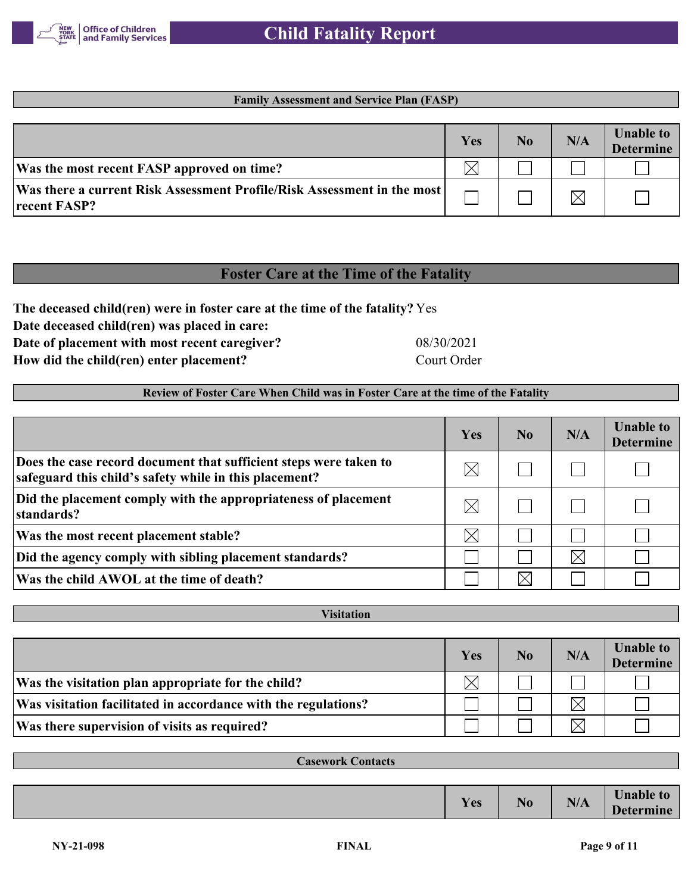### Family Assessment and Service Plan (FASP)

| | Yes | No | N/A | Unable to Determine |
|---|---|---|---|---|
| Was the most recent FASP approved on time? | ☒ | ☐ | ☐ | ☐ |
| Was there a current Risk Assessment Profile/Risk Assessment in the most recent FASP? | ☐ | ☐ | ☒ | ☐ |

## Foster Care at the Time of the Fatality

**The deceased child(ren) were in foster care at the time of the fatality?** Yes
**Date deceased child(ren) was placed in care:**
**Date of placement with most recent caregiver?** 08/30/2021
**How did the child(ren) enter placement?** Court Order

### Review of Foster Care When Child was in Foster Care at the time of the Fatality

| | Yes | No | N/A | Unable to Determine |
|---|---|---|---|---|
| Does the case record document that sufficient steps were taken to safeguard this child's safety while in this placement? | ☒ | ☐ | ☐ | ☐ |
| Did the placement comply with the appropriateness of placement standards? | ☒ | ☐ | ☐ | ☐ |
| Was the most recent placement stable? | ☒ | ☐ | ☐ | ☐ |
| Did the agency comply with sibling placement standards? | ☐ | ☐ | ☒ | ☐ |
| Was the child AWOL at the time of death? | ☐ | ☒ | ☐ | ☐ |

### Visitation

| | Yes | No | N/A | Unable to Determine |
|---|---|---|---|---|
| Was the visitation plan appropriate for the child? | ☒ | ☐ | ☐ | ☐ |
| Was visitation facilitated in accordance with the regulations? | ☐ | ☐ | ☒ | ☐ |
| Was there supervision of visits as required? | ☐ | ☐ | ☒ | ☐ |

### Casework Contacts

| | Yes | No | N/A | Unable to Determine |
|---|---|---|---|---|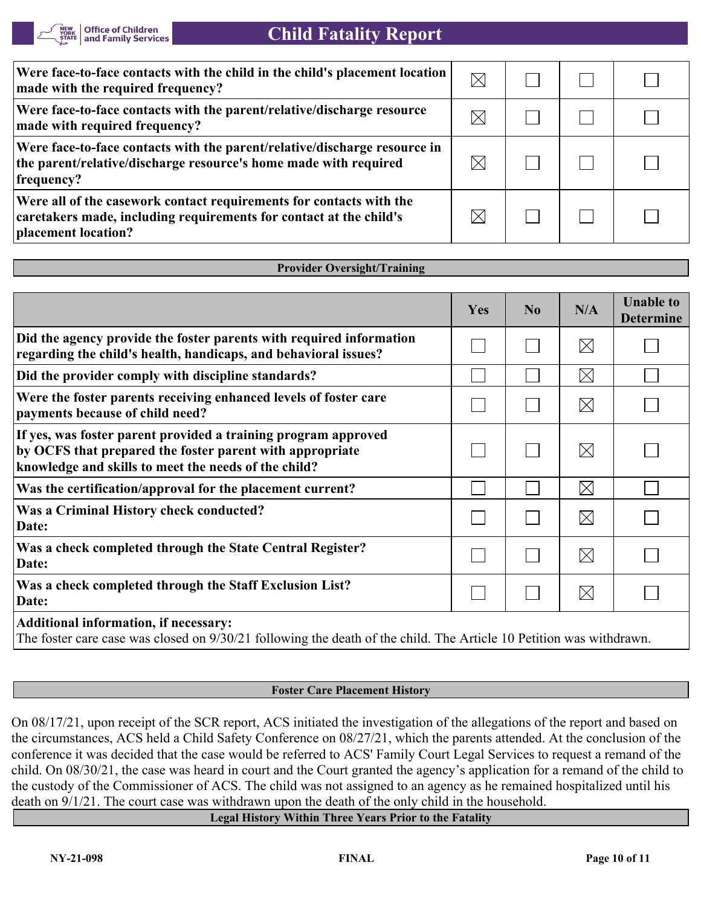| | | | | |
|---|---|---|---|---|
| **Were face-to-face contacts with the child in the child's placement location made with the required frequency?** | ☒ | ☐ | ☐ | ☐ |
| **Were face-to-face contacts with the parent/relative/discharge resource made with required frequency?** | ☒ | ☐ | ☐ | ☐ |
| **Were face-to-face contacts with the parent/relative/discharge resource in the parent/relative/discharge resource's home made with required frequency?** | ☒ | ☐ | ☐ | ☐ |
| **Were all of the casework contact requirements for contacts with the caretakers made, including requirements for contact at the child's placement location?** | ☒ | ☐ | ☐ | ☐ |

## Provider Oversight/Training

| | Yes | No | N/A | Unable to Determine |
|---|---|---|---|---|
| **Did the agency provide the foster parents with required information regarding the child's health, handicaps, and behavioral issues?** | ☐ | ☐ | ☒ | ☐ |
| **Did the provider comply with discipline standards?** | ☐ | ☐ | ☒ | ☐ |
| **Were the foster parents receiving enhanced levels of foster care payments because of child need?** | ☐ | ☐ | ☒ | ☐ |
| **If yes, was foster parent provided a training program approved by OCFS that prepared the foster parent with appropriate knowledge and skills to meet the needs of the child?** | ☐ | ☐ | ☒ | ☐ |
| **Was the certification/approval for the placement current?** | ☐ | ☐ | ☒ | ☐ |
| **Was a Criminal History check conducted?** **Date:** | ☐ | ☐ | ☒ | ☐ |
| **Was a check completed through the State Central Register?** **Date:** | ☐ | ☐ | ☒ | ☐ |
| **Was a check completed through the Staff Exclusion List?** **Date:** | ☐ | ☐ | ☒ | ☐ |

**Additional information, if necessary:**
The foster care case was closed on 9/30/21 following the death of the child. The Article 10 Petition was withdrawn.

## Foster Care Placement History

On 08/17/21, upon receipt of the SCR report, ACS initiated the investigation of the allegations of the report and based on the circumstances, ACS held a Child Safety Conference on 08/27/21, which the parents attended. At the conclusion of the conference it was decided that the case would be referred to ACS' Family Court Legal Services to request a remand of the child. On 08/30/21, the case was heard in court and the Court granted the agency's application for a remand of the child to the custody of the Commissioner of ACS. The child was not assigned to an agency as he remained hospitalized until his death on 9/1/21. The court case was withdrawn upon the death of the only child in the household.

## Legal History Within Three Years Prior to the Fatality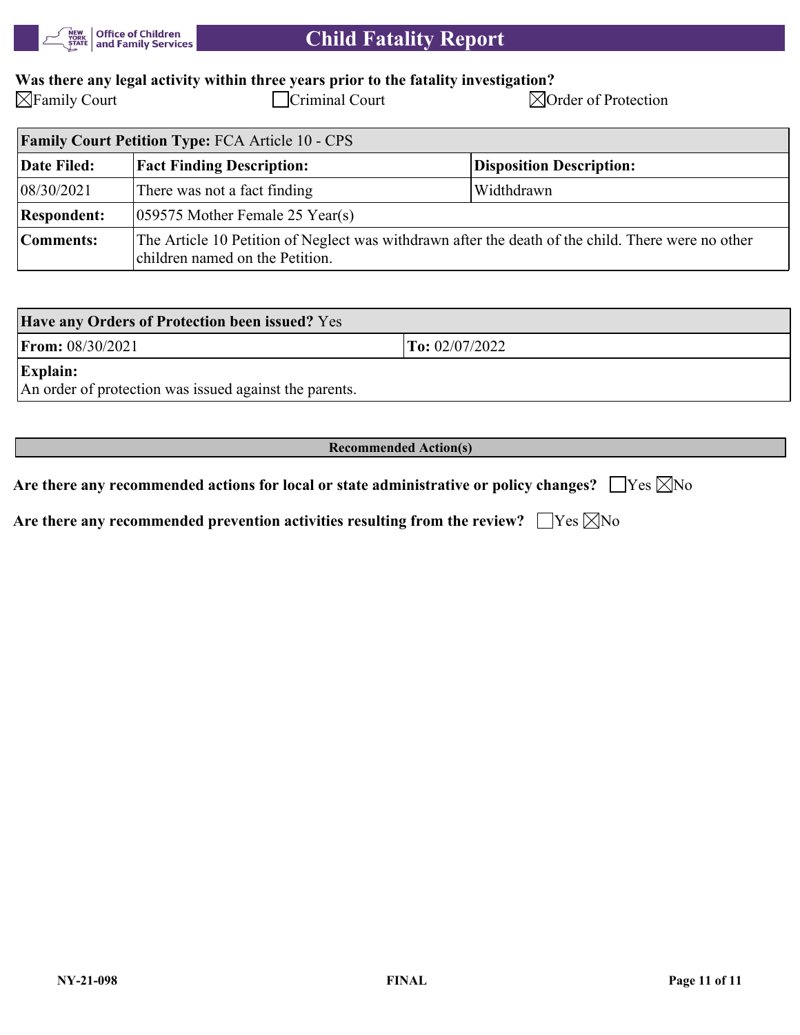**Was there any legal activity within three years prior to the fatality investigation?**

☒Family Court ☐Criminal Court ☒Order of Protection

| **Family Court Petition Type:** FCA Article 10 - CPS | | |
|---|---|---|
| **Date Filed:** | **Fact Finding Description:** | **Disposition Description:** |
| 08/30/2021 | There was not a fact finding | Widthdrawn |
| **Respondent:** | 059575 Mother Female 25 Year(s) | |
| **Comments:** | The Article 10 Petition of Neglect was withdrawn after the death of the child. There were no other children named on the Petition. | |

| **Have any Orders of Protection been issued?** Yes | |
|---|---|
| **From:** 08/30/2021 | **To:** 02/07/2022 |
| **Explain:** An order of protection was issued against the parents. | |

**Recommended Action(s)**

**Are there any recommended actions for local or state administrative or policy changes?** ☐Yes ☒No

**Are there any recommended prevention activities resulting from the review?** ☐Yes ☒No